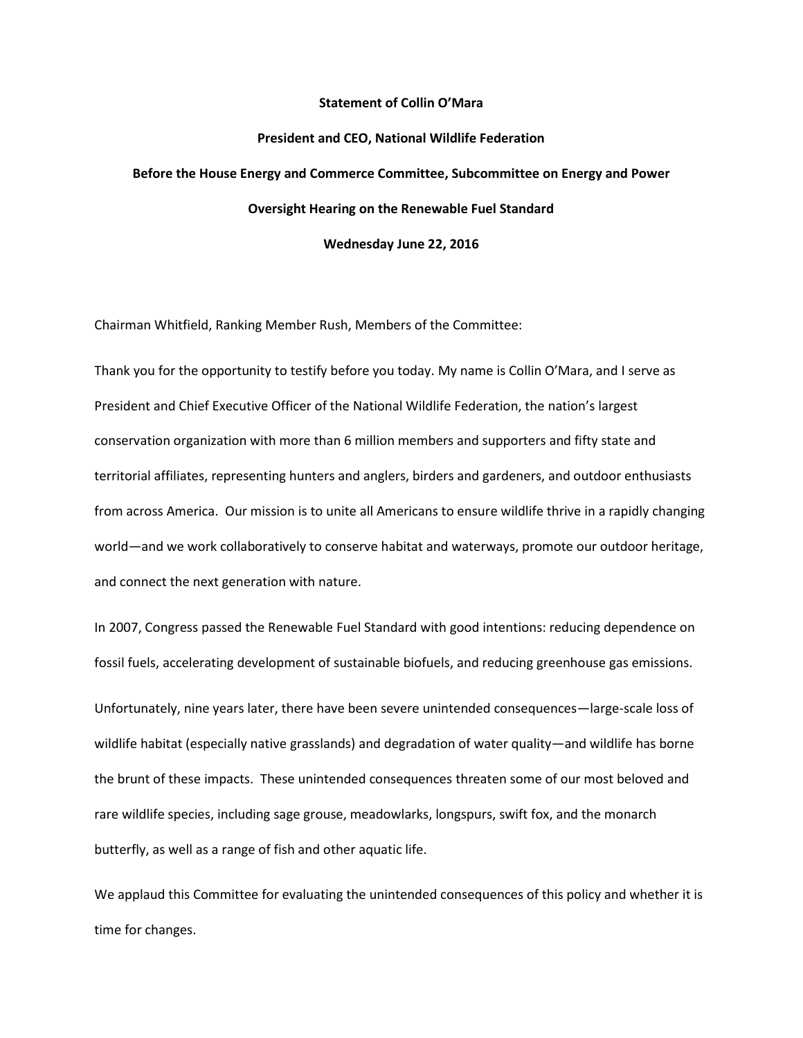**Statement of Collin O'Mara**

**President and CEO, National Wildlife Federation**

**Before the House Energy and Commerce Committee, Subcommittee on Energy and Power**

**Oversight Hearing on the Renewable Fuel Standard**

**Wednesday June 22, 2016**

Chairman Whitfield, Ranking Member Rush, Members of the Committee:

Thank you for the opportunity to testify before you today. My name is Collin O'Mara, and I serve as President and Chief Executive Officer of the National Wildlife Federation, the nation's largest conservation organization with more than 6 million members and supporters and fifty state and territorial affiliates, representing hunters and anglers, birders and gardeners, and outdoor enthusiasts from across America. Our mission is to unite all Americans to ensure wildlife thrive in a rapidly changing world—and we work collaboratively to conserve habitat and waterways, promote our outdoor heritage, and connect the next generation with nature.

In 2007, Congress passed the Renewable Fuel Standard with good intentions: reducing dependence on fossil fuels, accelerating development of sustainable biofuels, and reducing greenhouse gas emissions.

Unfortunately, nine years later, there have been severe unintended consequences—large-scale loss of wildlife habitat (especially native grasslands) and degradation of water quality—and wildlife has borne the brunt of these impacts. These unintended consequences threaten some of our most beloved and rare wildlife species, including sage grouse, meadowlarks, longspurs, swift fox, and the monarch butterfly, as well as a range of fish and other aquatic life.

We applaud this Committee for evaluating the unintended consequences of this policy and whether it is time for changes.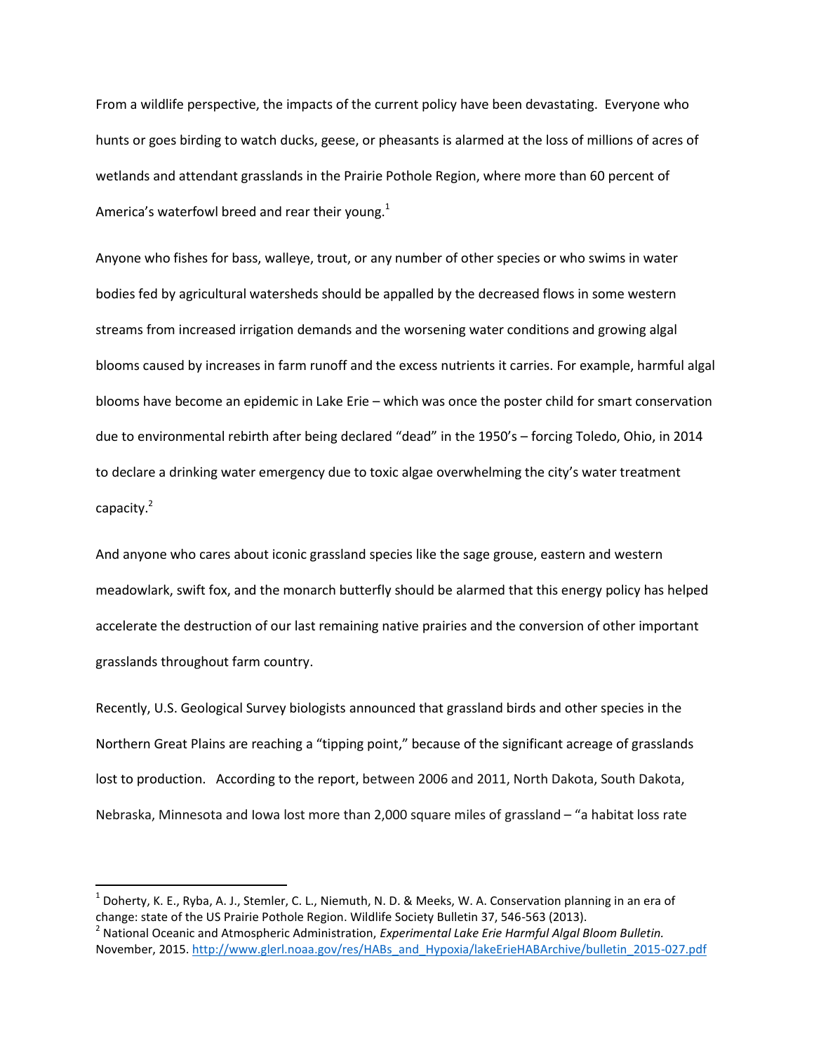From a wildlife perspective, the impacts of the current policy have been devastating. Everyone who hunts or goes birding to watch ducks, geese, or pheasants is alarmed at the loss of millions of acres of wetlands and attendant grasslands in the Prairie Pothole Region, where more than 60 percent of America's waterfowl breed and rear their young.[1]

Anyone who fishes for bass, walleye, trout, or any number of other species or who swims in water bodies fed by agricultural watersheds should be appalled by the decreased flows in some western streams from increased irrigation demands and the worsening water conditions and growing algal blooms caused by increases in farm runoff and the excess nutrients it carries. For example, harmful algal blooms have become an epidemic in Lake Erie – which was once the poster child for smart conservation due to environmental rebirth after being declared "dead" in the 1950's – forcing Toledo, Ohio, in 2014 to declare a drinking water emergency due to toxic algae overwhelming the city's water treatment capacity.[2]

And anyone who cares about iconic grassland species like the sage grouse, eastern and western meadowlark, swift fox, and the monarch butterfly should be alarmed that this energy policy has helped accelerate the destruction of our last remaining native prairies and the conversion of other important grasslands throughout farm country.

Recently, U.S. Geological Survey biologists announced that grassland birds and other species in the Northern Great Plains are reaching a "tipping point," because of the significant acreage of grasslands lost to production. According to the report, between 2006 and 2011, North Dakota, South Dakota, Nebraska, Minnesota and Iowa lost more than 2,000 square miles of grassland – "a habitat loss rate

---

[1] Doherty, K. E., Ryba, A. J., Stemler, C. L., Niemuth, N. D. & Meeks, W. A. Conservation planning in an era of change: state of the US Prairie Pothole Region. Wildlife Society Bulletin 37, 546-563 (2013).

[2] National Oceanic and Atmospheric Administration, *Experimental Lake Erie Harmful Algal Bloom Bulletin.* November, 2015. http://www.glerl.noaa.gov/res/HABs_and_Hypoxia/lakeErieHABArchive/bulletin_2015-027.pdf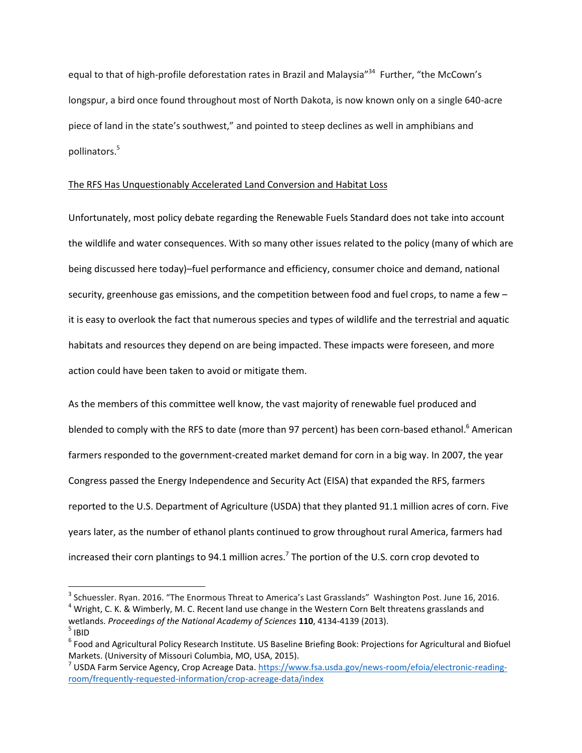equal to that of high-profile deforestation rates in Brazil and Malaysia"[34] Further, "the McCown's longspur, a bird once found throughout most of North Dakota, is now known only on a single 640-acre piece of land in the state's southwest," and pointed to steep declines as well in amphibians and pollinators.[5]

The RFS Has Unquestionably Accelerated Land Conversion and Habitat Loss

Unfortunately, most policy debate regarding the Renewable Fuels Standard does not take into account the wildlife and water consequences. With so many other issues related to the policy (many of which are being discussed here today)–fuel performance and efficiency, consumer choice and demand, national security, greenhouse gas emissions, and the competition between food and fuel crops, to name a few – it is easy to overlook the fact that numerous species and types of wildlife and the terrestrial and aquatic habitats and resources they depend on are being impacted. These impacts were foreseen, and more action could have been taken to avoid or mitigate them.

As the members of this committee well know, the vast majority of renewable fuel produced and blended to comply with the RFS to date (more than 97 percent) has been corn-based ethanol.[6] American farmers responded to the government-created market demand for corn in a big way. In 2007, the year Congress passed the Energy Independence and Security Act (EISA) that expanded the RFS, farmers reported to the U.S. Department of Agriculture (USDA) that they planted 91.1 million acres of corn. Five years later, as the number of ethanol plants continued to grow throughout rural America, farmers had increased their corn plantings to 94.1 million acres.[7] The portion of the U.S. corn crop devoted to

---

[3] Schuessler. Ryan. 2016. "The Enormous Threat to America's Last Grasslands" Washington Post. June 16, 2016.

[4] Wright, C. K. & Wimberly, M. C. Recent land use change in the Western Corn Belt threatens grasslands and wetlands. *Proceedings of the National Academy of Sciences* **110**, 4134-4139 (2013).

[5] IBID

[6] Food and Agricultural Policy Research Institute. US Baseline Briefing Book: Projections for Agricultural and Biofuel Markets. (University of Missouri Columbia, MO, USA, 2015).

[7] USDA Farm Service Agency, Crop Acreage Data. https://www.fsa.usda.gov/news-room/efoia/electronic-reading-room/frequently-requested-information/crop-acreage-data/index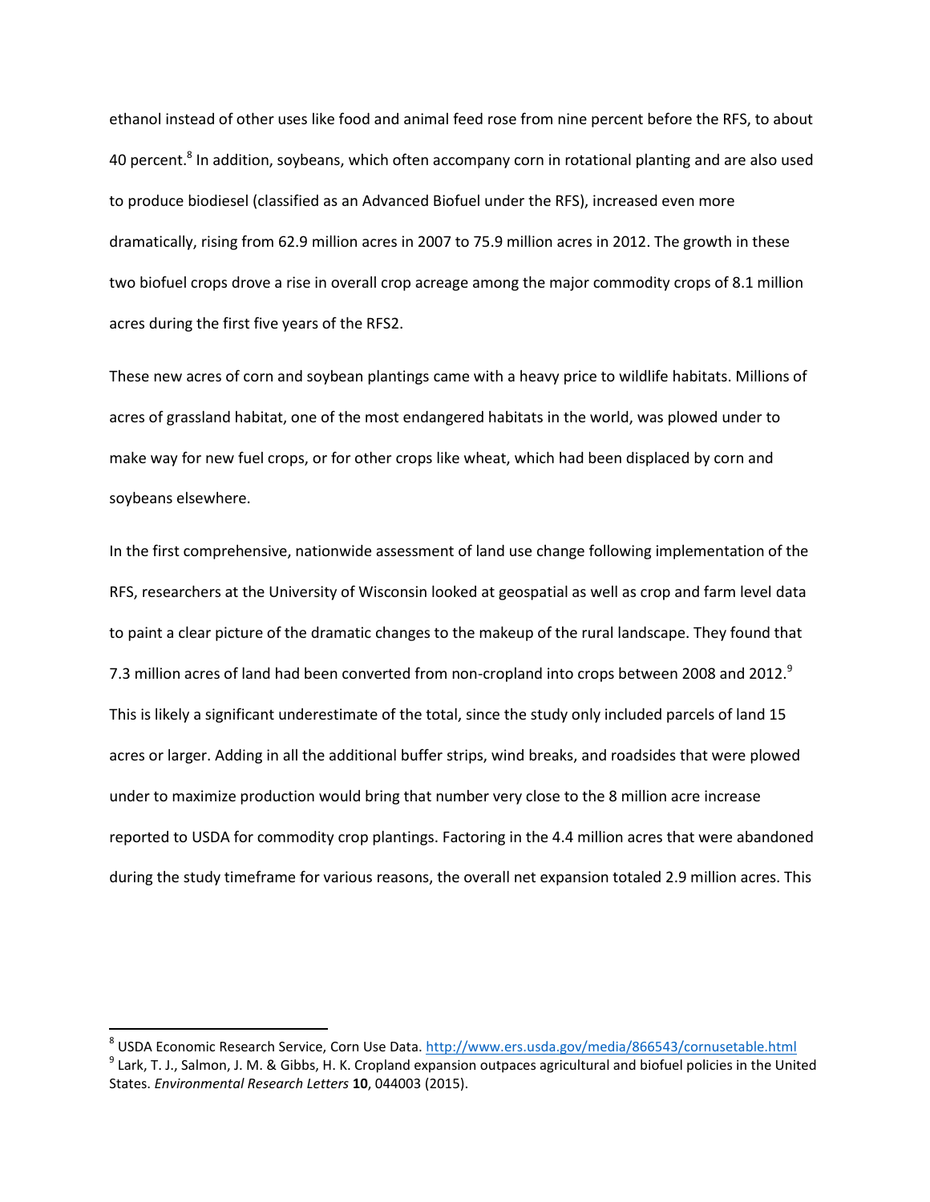ethanol instead of other uses like food and animal feed rose from nine percent before the RFS, to about 40 percent.[8] In addition, soybeans, which often accompany corn in rotational planting and are also used to produce biodiesel (classified as an Advanced Biofuel under the RFS), increased even more dramatically, rising from 62.9 million acres in 2007 to 75.9 million acres in 2012. The growth in these two biofuel crops drove a rise in overall crop acreage among the major commodity crops of 8.1 million acres during the first five years of the RFS2.

These new acres of corn and soybean plantings came with a heavy price to wildlife habitats. Millions of acres of grassland habitat, one of the most endangered habitats in the world, was plowed under to make way for new fuel crops, or for other crops like wheat, which had been displaced by corn and soybeans elsewhere.

In the first comprehensive, nationwide assessment of land use change following implementation of the RFS, researchers at the University of Wisconsin looked at geospatial as well as crop and farm level data to paint a clear picture of the dramatic changes to the makeup of the rural landscape. They found that 7.3 million acres of land had been converted from non-cropland into crops between 2008 and 2012.[9] This is likely a significant underestimate of the total, since the study only included parcels of land 15 acres or larger. Adding in all the additional buffer strips, wind breaks, and roadsides that were plowed under to maximize production would bring that number very close to the 8 million acre increase reported to USDA for commodity crop plantings. Factoring in the 4.4 million acres that were abandoned during the study timeframe for various reasons, the overall net expansion totaled 2.9 million acres. This

---

[8] USDA Economic Research Service, Corn Use Data. http://www.ers.usda.gov/media/866543/cornusetable.html

[9] Lark, T. J., Salmon, J. M. & Gibbs, H. K. Cropland expansion outpaces agricultural and biofuel policies in the United States. *Environmental Research Letters* **10**, 044003 (2015).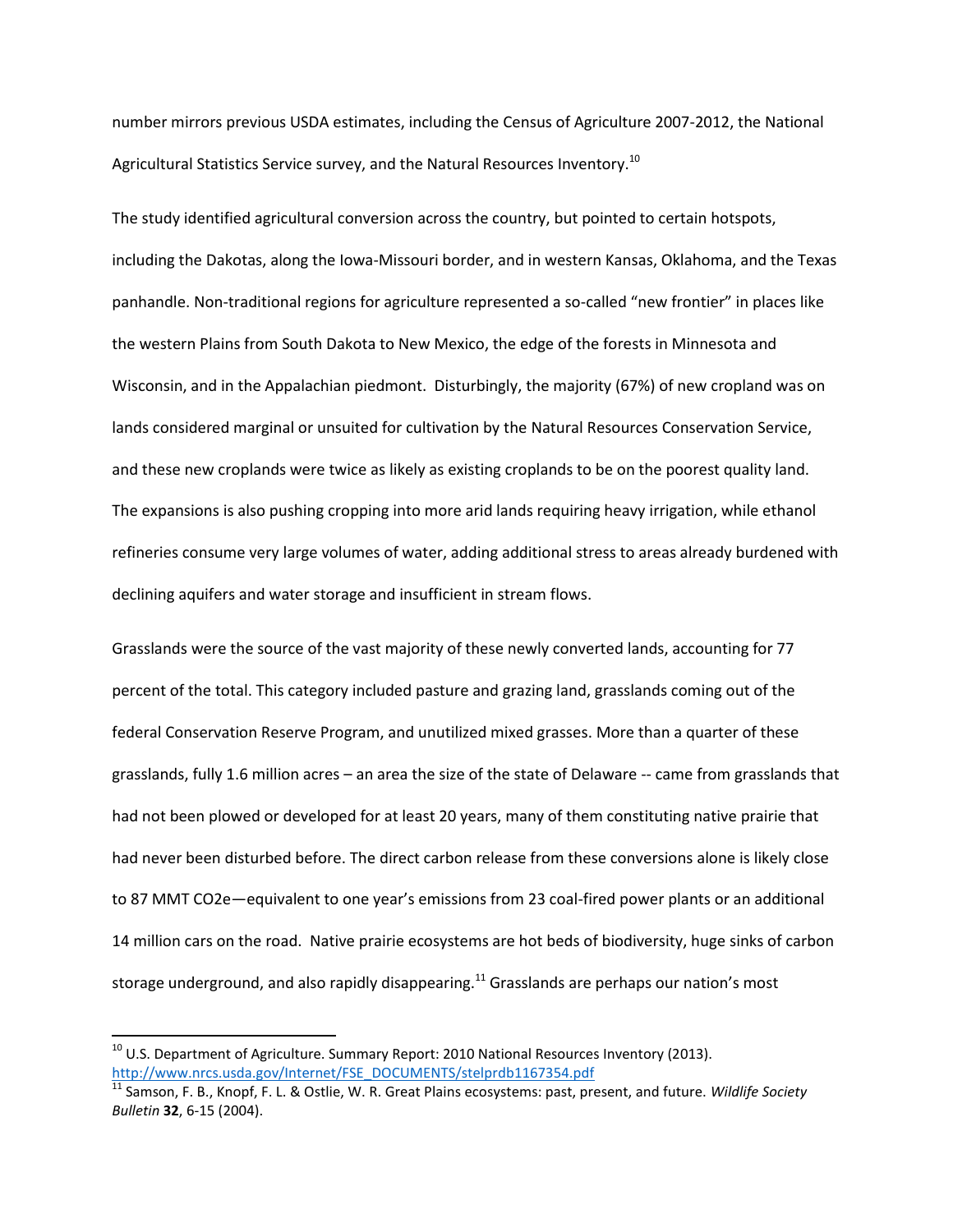number mirrors previous USDA estimates, including the Census of Agriculture 2007-2012, the National Agricultural Statistics Service survey, and the Natural Resources Inventory.[10]

The study identified agricultural conversion across the country, but pointed to certain hotspots, including the Dakotas, along the Iowa-Missouri border, and in western Kansas, Oklahoma, and the Texas panhandle. Non-traditional regions for agriculture represented a so-called "new frontier" in places like the western Plains from South Dakota to New Mexico, the edge of the forests in Minnesota and Wisconsin, and in the Appalachian piedmont. Disturbingly, the majority (67%) of new cropland was on lands considered marginal or unsuited for cultivation by the Natural Resources Conservation Service, and these new croplands were twice as likely as existing croplands to be on the poorest quality land. The expansions is also pushing cropping into more arid lands requiring heavy irrigation, while ethanol refineries consume very large volumes of water, adding additional stress to areas already burdened with declining aquifers and water storage and insufficient in stream flows.

Grasslands were the source of the vast majority of these newly converted lands, accounting for 77 percent of the total. This category included pasture and grazing land, grasslands coming out of the federal Conservation Reserve Program, and unutilized mixed grasses. More than a quarter of these grasslands, fully 1.6 million acres – an area the size of the state of Delaware -- came from grasslands that had not been plowed or developed for at least 20 years, many of them constituting native prairie that had never been disturbed before. The direct carbon release from these conversions alone is likely close to 87 MMT CO2e—equivalent to one year's emissions from 23 coal-fired power plants or an additional 14 million cars on the road. Native prairie ecosystems are hot beds of biodiversity, huge sinks of carbon storage underground, and also rapidly disappearing.[11] Grasslands are perhaps our nation's most

---

[10] U.S. Department of Agriculture. Summary Report: 2010 National Resources Inventory (2013). http://www.nrcs.usda.gov/Internet/FSE_DOCUMENTS/stelprdb1167354.pdf

[11] Samson, F. B., Knopf, F. L. & Ostlie, W. R. Great Plains ecosystems: past, present, and future. *Wildlife Society Bulletin* **32**, 6-15 (2004).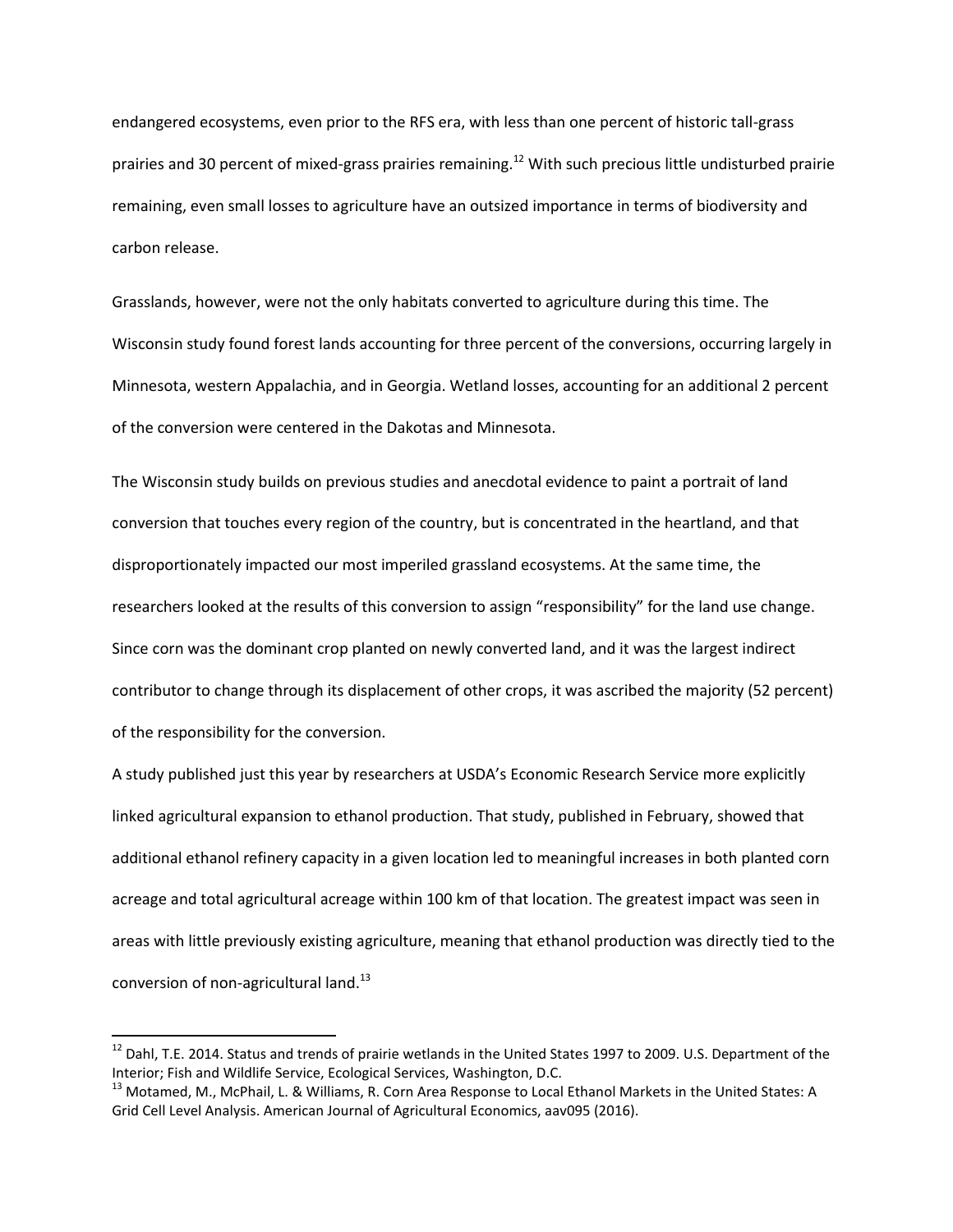endangered ecosystems, even prior to the RFS era, with less than one percent of historic tall-grass prairies and 30 percent of mixed-grass prairies remaining.[12] With such precious little undisturbed prairie remaining, even small losses to agriculture have an outsized importance in terms of biodiversity and carbon release.

Grasslands, however, were not the only habitats converted to agriculture during this time. The Wisconsin study found forest lands accounting for three percent of the conversions, occurring largely in Minnesota, western Appalachia, and in Georgia. Wetland losses, accounting for an additional 2 percent of the conversion were centered in the Dakotas and Minnesota.

The Wisconsin study builds on previous studies and anecdotal evidence to paint a portrait of land conversion that touches every region of the country, but is concentrated in the heartland, and that disproportionately impacted our most imperiled grassland ecosystems. At the same time, the researchers looked at the results of this conversion to assign "responsibility" for the land use change. Since corn was the dominant crop planted on newly converted land, and it was the largest indirect contributor to change through its displacement of other crops, it was ascribed the majority (52 percent) of the responsibility for the conversion.

A study published just this year by researchers at USDA's Economic Research Service more explicitly linked agricultural expansion to ethanol production. That study, published in February, showed that additional ethanol refinery capacity in a given location led to meaningful increases in both planted corn acreage and total agricultural acreage within 100 km of that location. The greatest impact was seen in areas with little previously existing agriculture, meaning that ethanol production was directly tied to the conversion of non-agricultural land.[13]

---

[12] Dahl, T.E. 2014. Status and trends of prairie wetlands in the United States 1997 to 2009. U.S. Department of the Interior; Fish and Wildlife Service, Ecological Services, Washington, D.C.

[13] Motamed, M., McPhail, L. & Williams, R. Corn Area Response to Local Ethanol Markets in the United States: A Grid Cell Level Analysis. American Journal of Agricultural Economics, aav095 (2016).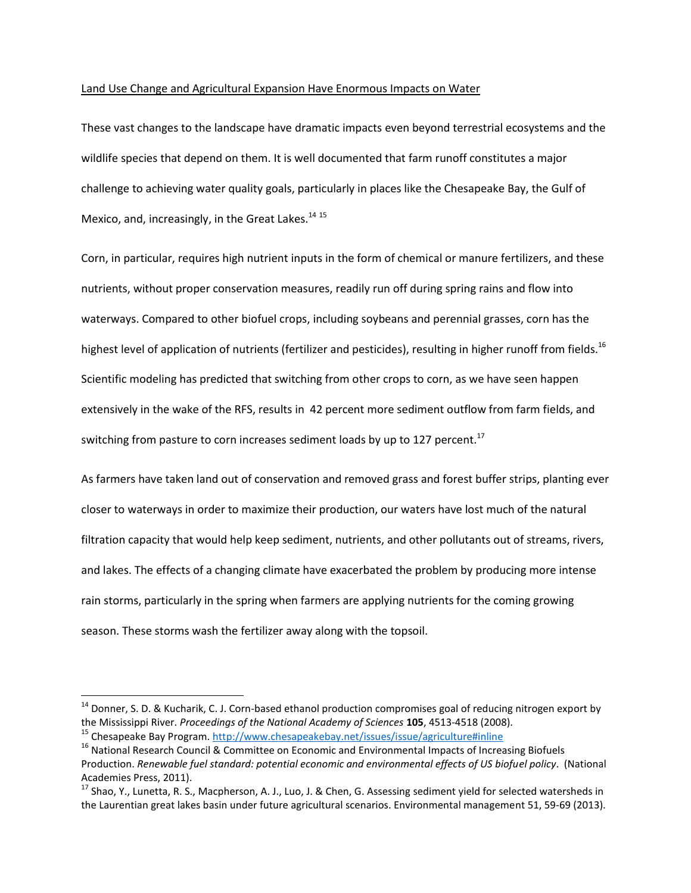Land Use Change and Agricultural Expansion Have Enormous Impacts on Water

These vast changes to the landscape have dramatic impacts even beyond terrestrial ecosystems and the wildlife species that depend on them. It is well documented that farm runoff constitutes a major challenge to achieving water quality goals, particularly in places like the Chesapeake Bay, the Gulf of Mexico, and, increasingly, in the Great Lakes.[14] [15]

Corn, in particular, requires high nutrient inputs in the form of chemical or manure fertilizers, and these nutrients, without proper conservation measures, readily run off during spring rains and flow into waterways. Compared to other biofuel crops, including soybeans and perennial grasses, corn has the highest level of application of nutrients (fertilizer and pesticides), resulting in higher runoff from fields.[16] Scientific modeling has predicted that switching from other crops to corn, as we have seen happen extensively in the wake of the RFS, results in 42 percent more sediment outflow from farm fields, and switching from pasture to corn increases sediment loads by up to 127 percent.[17]

As farmers have taken land out of conservation and removed grass and forest buffer strips, planting ever closer to waterways in order to maximize their production, our waters have lost much of the natural filtration capacity that would help keep sediment, nutrients, and other pollutants out of streams, rivers, and lakes. The effects of a changing climate have exacerbated the problem by producing more intense rain storms, particularly in the spring when farmers are applying nutrients for the coming growing season. These storms wash the fertilizer away along with the topsoil.

---

[14] Donner, S. D. & Kucharik, C. J. Corn-based ethanol production compromises goal of reducing nitrogen export by the Mississippi River. *Proceedings of the National Academy of Sciences* **105**, 4513-4518 (2008).

[15] Chesapeake Bay Program. http://www.chesapeakebay.net/issues/issue/agriculture#inline

[16] National Research Council & Committee on Economic and Environmental Impacts of Increasing Biofuels Production. *Renewable fuel standard: potential economic and environmental effects of US biofuel policy*. (National Academies Press, 2011).

[17] Shao, Y., Lunetta, R. S., Macpherson, A. J., Luo, J. & Chen, G. Assessing sediment yield for selected watersheds in the Laurentian great lakes basin under future agricultural scenarios. Environmental management 51, 59-69 (2013).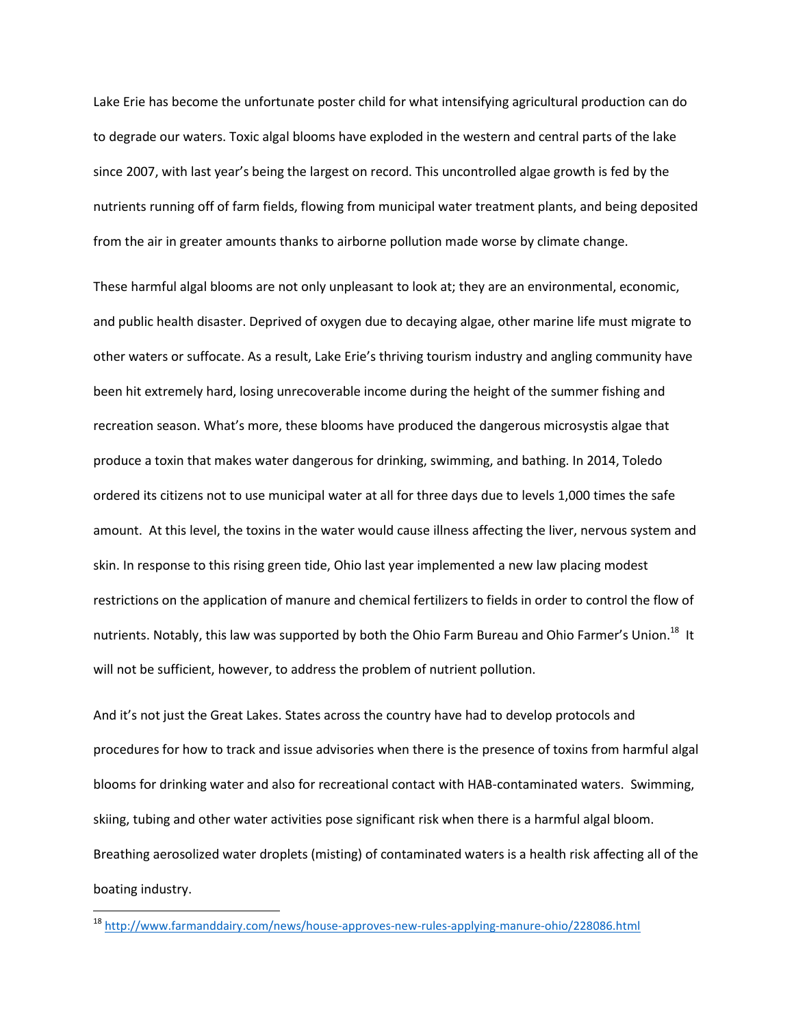Lake Erie has become the unfortunate poster child for what intensifying agricultural production can do to degrade our waters. Toxic algal blooms have exploded in the western and central parts of the lake since 2007, with last year's being the largest on record. This uncontrolled algae growth is fed by the nutrients running off of farm fields, flowing from municipal water treatment plants, and being deposited from the air in greater amounts thanks to airborne pollution made worse by climate change.

These harmful algal blooms are not only unpleasant to look at; they are an environmental, economic, and public health disaster. Deprived of oxygen due to decaying algae, other marine life must migrate to other waters or suffocate. As a result, Lake Erie's thriving tourism industry and angling community have been hit extremely hard, losing unrecoverable income during the height of the summer fishing and recreation season. What's more, these blooms have produced the dangerous microsystis algae that produce a toxin that makes water dangerous for drinking, swimming, and bathing. In 2014, Toledo ordered its citizens not to use municipal water at all for three days due to levels 1,000 times the safe amount. At this level, the toxins in the water would cause illness affecting the liver, nervous system and skin. In response to this rising green tide, Ohio last year implemented a new law placing modest restrictions on the application of manure and chemical fertilizers to fields in order to control the flow of nutrients. Notably, this law was supported by both the Ohio Farm Bureau and Ohio Farmer's Union.[18] It will not be sufficient, however, to address the problem of nutrient pollution.

And it's not just the Great Lakes. States across the country have had to develop protocols and procedures for how to track and issue advisories when there is the presence of toxins from harmful algal blooms for drinking water and also for recreational contact with HAB-contaminated waters. Swimming, skiing, tubing and other water activities pose significant risk when there is a harmful algal bloom. Breathing aerosolized water droplets (misting) of contaminated waters is a health risk affecting all of the boating industry.

---

[18] http://www.farmanddairy.com/news/house-approves-new-rules-applying-manure-ohio/228086.html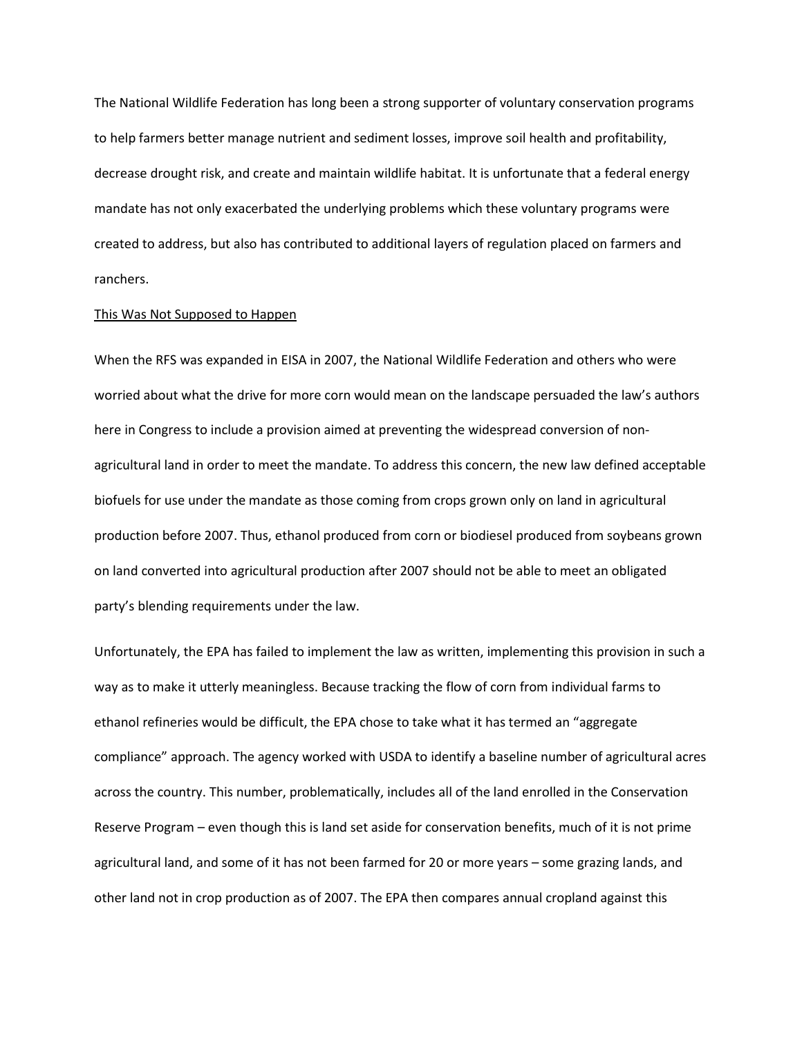The National Wildlife Federation has long been a strong supporter of voluntary conservation programs to help farmers better manage nutrient and sediment losses, improve soil health and profitability, decrease drought risk, and create and maintain wildlife habitat. It is unfortunate that a federal energy mandate has not only exacerbated the underlying problems which these voluntary programs were created to address, but also has contributed to additional layers of regulation placed on farmers and ranchers.

<u>This Was Not Supposed to Happen</u>

When the RFS was expanded in EISA in 2007, the National Wildlife Federation and others who were worried about what the drive for more corn would mean on the landscape persuaded the law's authors here in Congress to include a provision aimed at preventing the widespread conversion of non-agricultural land in order to meet the mandate. To address this concern, the new law defined acceptable biofuels for use under the mandate as those coming from crops grown only on land in agricultural production before 2007. Thus, ethanol produced from corn or biodiesel produced from soybeans grown on land converted into agricultural production after 2007 should not be able to meet an obligated party's blending requirements under the law.

Unfortunately, the EPA has failed to implement the law as written, implementing this provision in such a way as to make it utterly meaningless. Because tracking the flow of corn from individual farms to ethanol refineries would be difficult, the EPA chose to take what it has termed an "aggregate compliance" approach. The agency worked with USDA to identify a baseline number of agricultural acres across the country. This number, problematically, includes all of the land enrolled in the Conservation Reserve Program – even though this is land set aside for conservation benefits, much of it is not prime agricultural land, and some of it has not been farmed for 20 or more years – some grazing lands, and other land not in crop production as of 2007. The EPA then compares annual cropland against this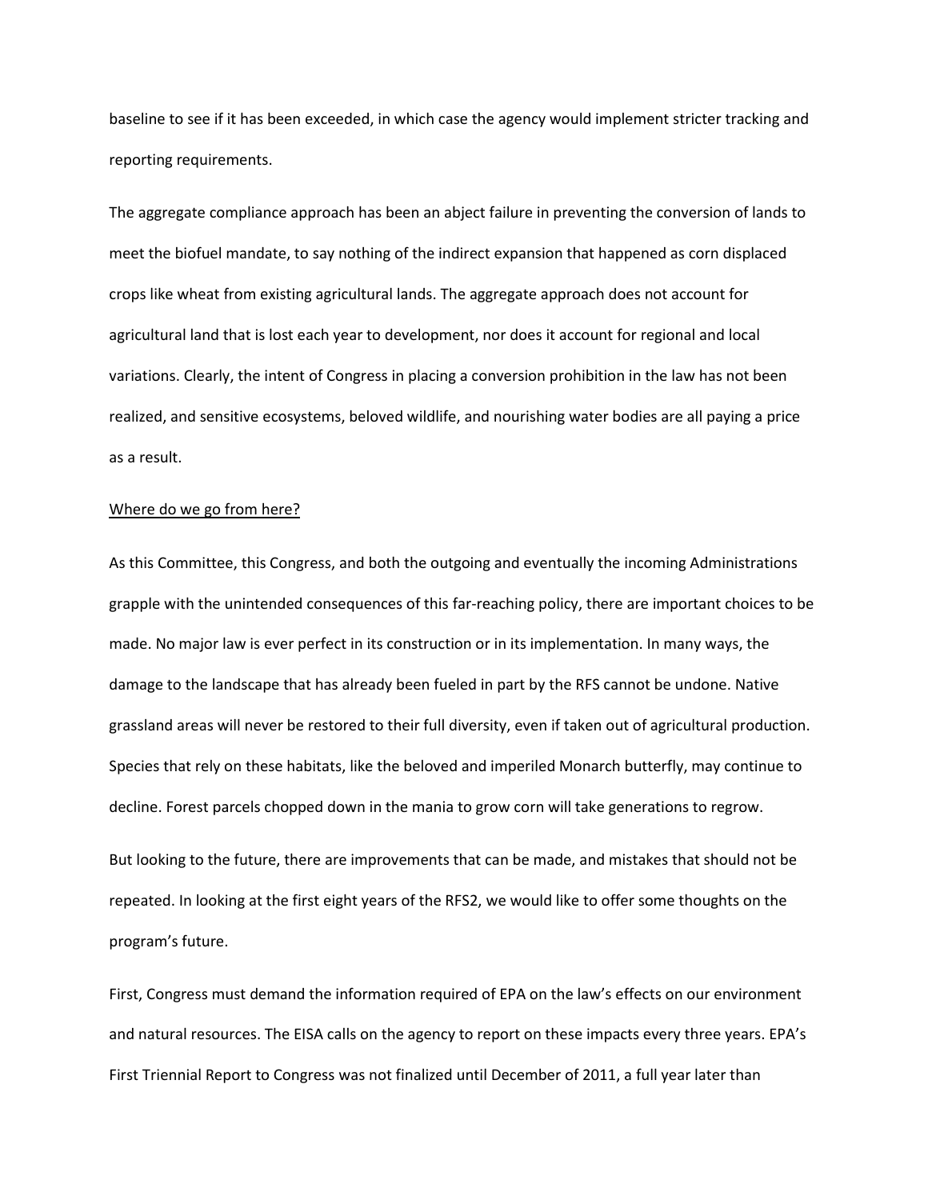baseline to see if it has been exceeded, in which case the agency would implement stricter tracking and reporting requirements.

The aggregate compliance approach has been an abject failure in preventing the conversion of lands to meet the biofuel mandate, to say nothing of the indirect expansion that happened as corn displaced crops like wheat from existing agricultural lands. The aggregate approach does not account for agricultural land that is lost each year to development, nor does it account for regional and local variations. Clearly, the intent of Congress in placing a conversion prohibition in the law has not been realized, and sensitive ecosystems, beloved wildlife, and nourishing water bodies are all paying a price as a result.

<u>Where do we go from here?</u>

As this Committee, this Congress, and both the outgoing and eventually the incoming Administrations grapple with the unintended consequences of this far-reaching policy, there are important choices to be made. No major law is ever perfect in its construction or in its implementation. In many ways, the damage to the landscape that has already been fueled in part by the RFS cannot be undone. Native grassland areas will never be restored to their full diversity, even if taken out of agricultural production. Species that rely on these habitats, like the beloved and imperiled Monarch butterfly, may continue to decline. Forest parcels chopped down in the mania to grow corn will take generations to regrow.

But looking to the future, there are improvements that can be made, and mistakes that should not be repeated. In looking at the first eight years of the RFS2, we would like to offer some thoughts on the program's future.

First, Congress must demand the information required of EPA on the law's effects on our environment and natural resources. The EISA calls on the agency to report on these impacts every three years. EPA's First Triennial Report to Congress was not finalized until December of 2011, a full year later than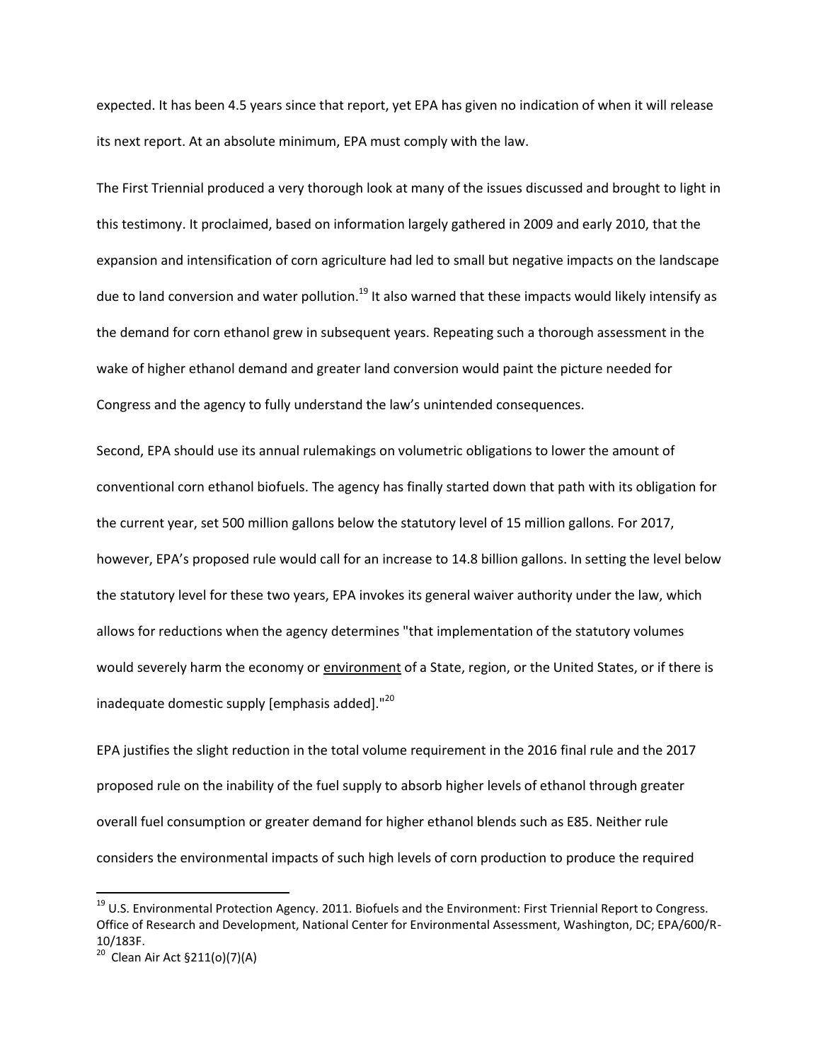expected. It has been 4.5 years since that report, yet EPA has given no indication of when it will release its next report. At an absolute minimum, EPA must comply with the law.

The First Triennial produced a very thorough look at many of the issues discussed and brought to light in this testimony. It proclaimed, based on information largely gathered in 2009 and early 2010, that the expansion and intensification of corn agriculture had led to small but negative impacts on the landscape due to land conversion and water pollution.[19] It also warned that these impacts would likely intensify as the demand for corn ethanol grew in subsequent years. Repeating such a thorough assessment in the wake of higher ethanol demand and greater land conversion would paint the picture needed for Congress and the agency to fully understand the law's unintended consequences.

Second, EPA should use its annual rulemakings on volumetric obligations to lower the amount of conventional corn ethanol biofuels. The agency has finally started down that path with its obligation for the current year, set 500 million gallons below the statutory level of 15 million gallons. For 2017, however, EPA's proposed rule would call for an increase to 14.8 billion gallons. In setting the level below the statutory level for these two years, EPA invokes its general waiver authority under the law, which allows for reductions when the agency determines "that implementation of the statutory volumes would severely harm the economy or <u>environment</u> of a State, region, or the United States, or if there is inadequate domestic supply [emphasis added]."[20]

EPA justifies the slight reduction in the total volume requirement in the 2016 final rule and the 2017 proposed rule on the inability of the fuel supply to absorb higher levels of ethanol through greater overall fuel consumption or greater demand for higher ethanol blends such as E85. Neither rule considers the environmental impacts of such high levels of corn production to produce the required

---

[19] U.S. Environmental Protection Agency. 2011. Biofuels and the Environment: First Triennial Report to Congress. Office of Research and Development, National Center for Environmental Assessment, Washington, DC; EPA/600/R-10/183F.

[20] Clean Air Act §211(o)(7)(A)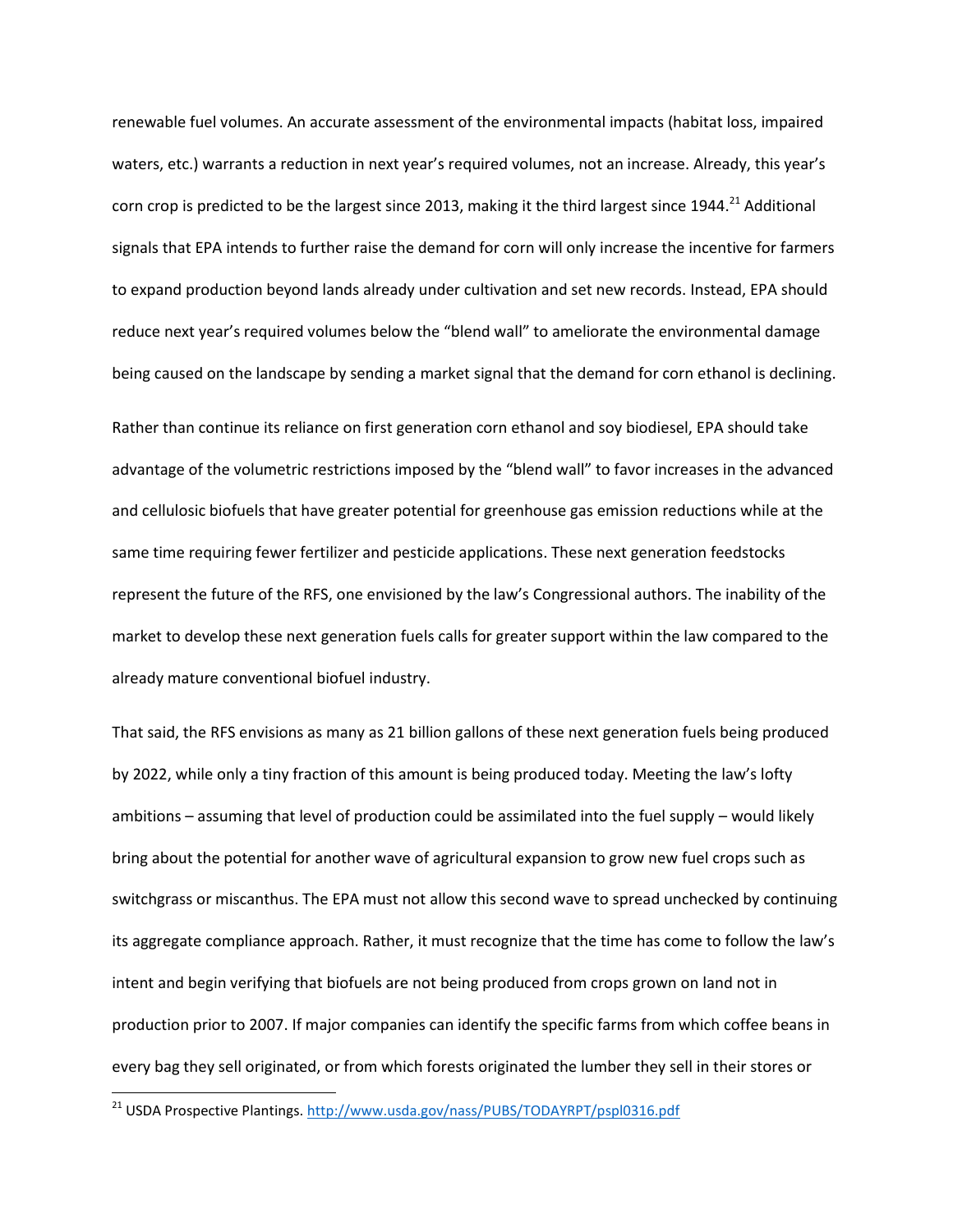renewable fuel volumes. An accurate assessment of the environmental impacts (habitat loss, impaired waters, etc.) warrants a reduction in next year's required volumes, not an increase. Already, this year's corn crop is predicted to be the largest since 2013, making it the third largest since 1944.[21] Additional signals that EPA intends to further raise the demand for corn will only increase the incentive for farmers to expand production beyond lands already under cultivation and set new records. Instead, EPA should reduce next year's required volumes below the "blend wall" to ameliorate the environmental damage being caused on the landscape by sending a market signal that the demand for corn ethanol is declining.

Rather than continue its reliance on first generation corn ethanol and soy biodiesel, EPA should take advantage of the volumetric restrictions imposed by the "blend wall" to favor increases in the advanced and cellulosic biofuels that have greater potential for greenhouse gas emission reductions while at the same time requiring fewer fertilizer and pesticide applications. These next generation feedstocks represent the future of the RFS, one envisioned by the law's Congressional authors. The inability of the market to develop these next generation fuels calls for greater support within the law compared to the already mature conventional biofuel industry.

That said, the RFS envisions as many as 21 billion gallons of these next generation fuels being produced by 2022, while only a tiny fraction of this amount is being produced today. Meeting the law's lofty ambitions – assuming that level of production could be assimilated into the fuel supply – would likely bring about the potential for another wave of agricultural expansion to grow new fuel crops such as switchgrass or miscanthus. The EPA must not allow this second wave to spread unchecked by continuing its aggregate compliance approach. Rather, it must recognize that the time has come to follow the law's intent and begin verifying that biofuels are not being produced from crops grown on land not in production prior to 2007. If major companies can identify the specific farms from which coffee beans in every bag they sell originated, or from which forests originated the lumber they sell in their stores or

---

[21] USDA Prospective Plantings. http://www.usda.gov/nass/PUBS/TODAYRPT/pspl0316.pdf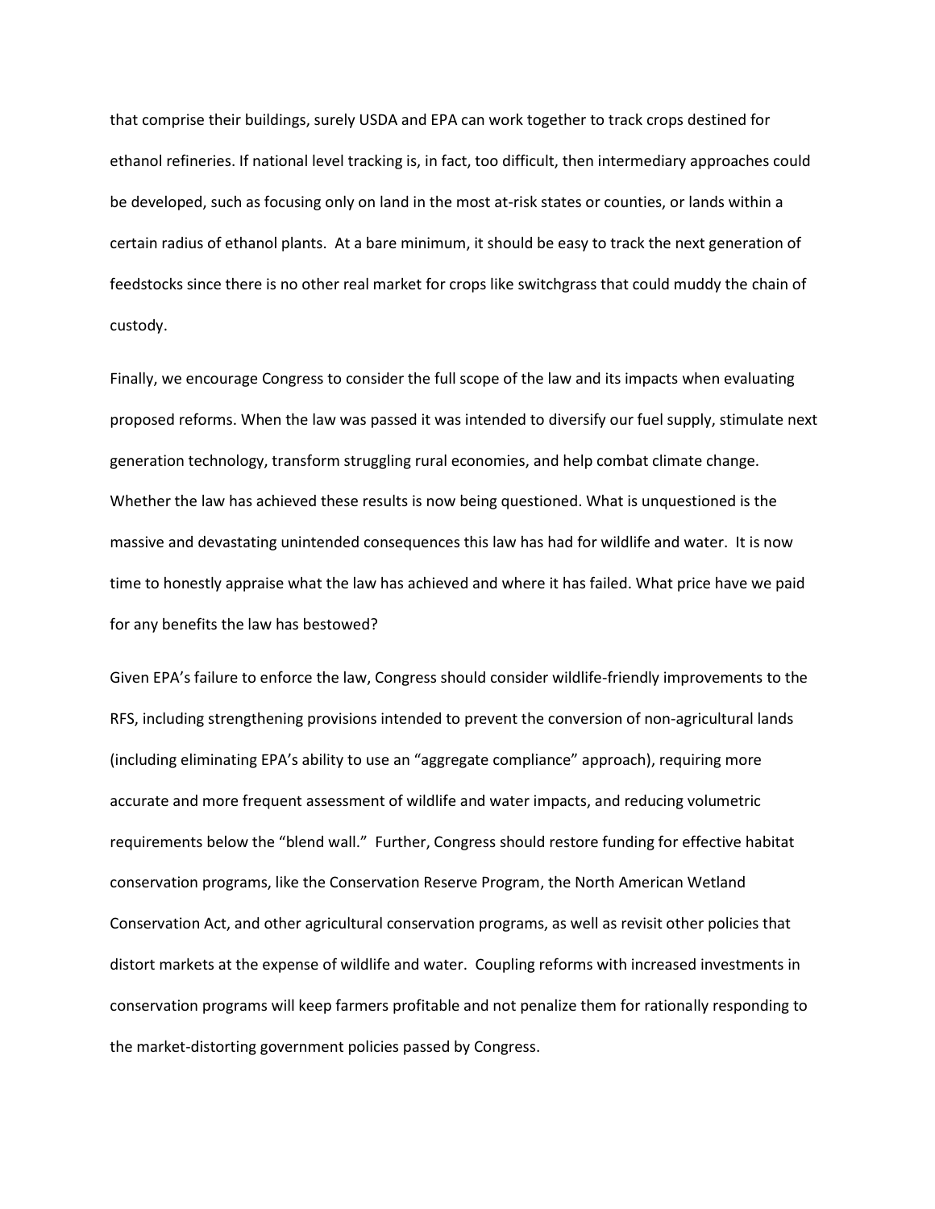that comprise their buildings, surely USDA and EPA can work together to track crops destined for ethanol refineries. If national level tracking is, in fact, too difficult, then intermediary approaches could be developed, such as focusing only on land in the most at-risk states or counties, or lands within a certain radius of ethanol plants. At a bare minimum, it should be easy to track the next generation of feedstocks since there is no other real market for crops like switchgrass that could muddy the chain of custody.

Finally, we encourage Congress to consider the full scope of the law and its impacts when evaluating proposed reforms. When the law was passed it was intended to diversify our fuel supply, stimulate next generation technology, transform struggling rural economies, and help combat climate change. Whether the law has achieved these results is now being questioned. What is unquestioned is the massive and devastating unintended consequences this law has had for wildlife and water. It is now time to honestly appraise what the law has achieved and where it has failed. What price have we paid for any benefits the law has bestowed?

Given EPA's failure to enforce the law, Congress should consider wildlife-friendly improvements to the RFS, including strengthening provisions intended to prevent the conversion of non-agricultural lands (including eliminating EPA's ability to use an "aggregate compliance" approach), requiring more accurate and more frequent assessment of wildlife and water impacts, and reducing volumetric requirements below the "blend wall." Further, Congress should restore funding for effective habitat conservation programs, like the Conservation Reserve Program, the North American Wetland Conservation Act, and other agricultural conservation programs, as well as revisit other policies that distort markets at the expense of wildlife and water. Coupling reforms with increased investments in conservation programs will keep farmers profitable and not penalize them for rationally responding to the market-distorting government policies passed by Congress.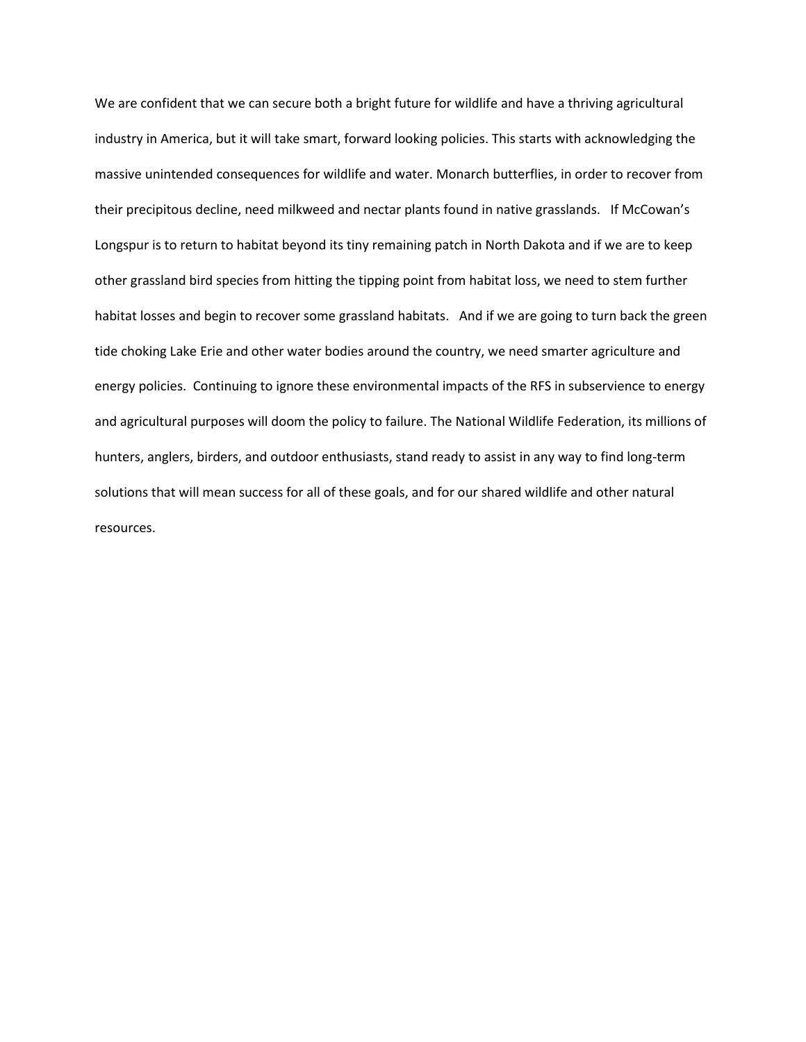We are confident that we can secure both a bright future for wildlife and have a thriving agricultural industry in America, but it will take smart, forward looking policies. This starts with acknowledging the massive unintended consequences for wildlife and water. Monarch butterflies, in order to recover from their precipitous decline, need milkweed and nectar plants found in native grasslands. If McCowan's Longspur is to return to habitat beyond its tiny remaining patch in North Dakota and if we are to keep other grassland bird species from hitting the tipping point from habitat loss, we need to stem further habitat losses and begin to recover some grassland habitats. And if we are going to turn back the green tide choking Lake Erie and other water bodies around the country, we need smarter agriculture and energy policies. Continuing to ignore these environmental impacts of the RFS in subservience to energy and agricultural purposes will doom the policy to failure. The National Wildlife Federation, its millions of hunters, anglers, birders, and outdoor enthusiasts, stand ready to assist in any way to find long-term solutions that will mean success for all of these goals, and for our shared wildlife and other natural resources.